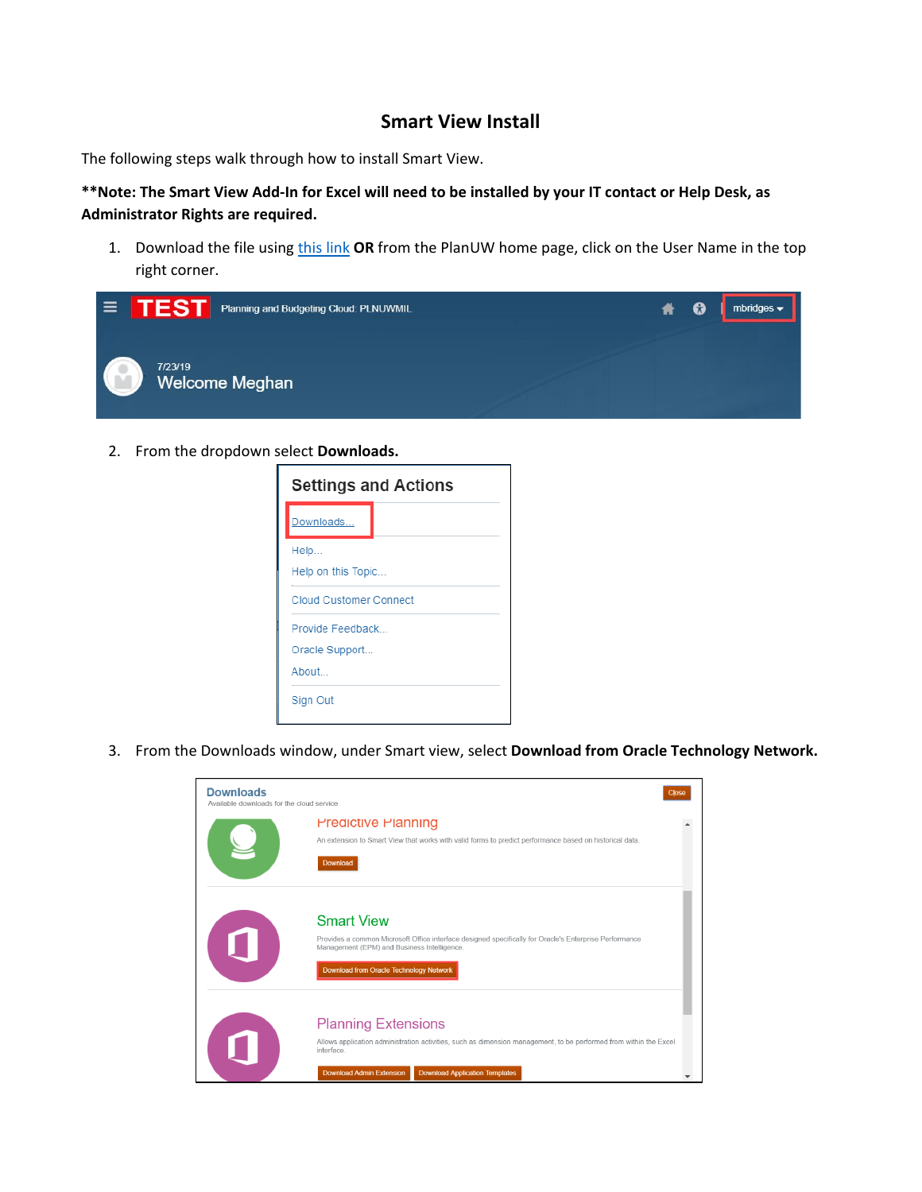# Smart View Install

The following steps walk through how to install Smart View.

**\*\*Note: The Smart View Add-In for Excel will need to be installed by your IT contact or Help Desk, as Administrator Rights are required.**

1. Download the file using this link **OR** from the PlanUW home page, click on the User Name in the top right corner.

2. From the dropdown select **Downloads.**

3. From the Downloads window, under Smart view, select **Download from Oracle Technology Network.**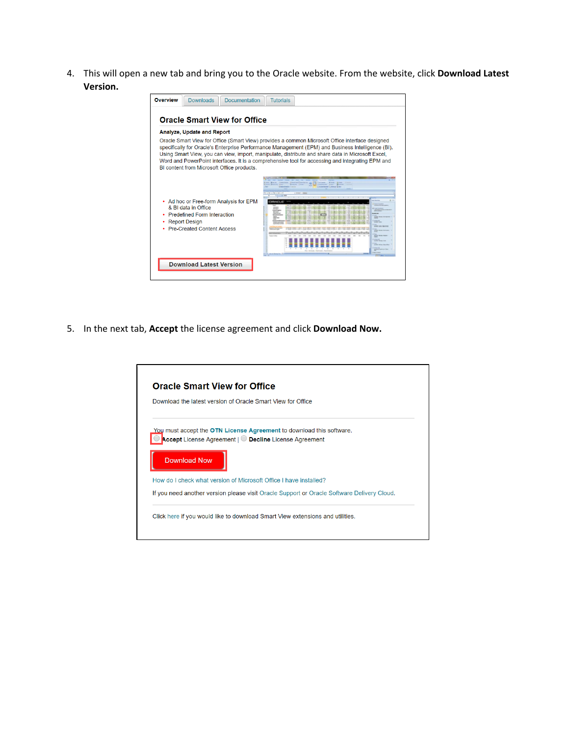4. This will open a new tab and bring you to the Oracle website. From the website, click **Download Latest Version.**

Overview | Downloads | Documentation | Tutorials

### Oracle Smart View for Office

**Analyze, Update and Report**

Oracle Smart View for Office (Smart View) provides a common Microsoft Office interface designed specifically for Oracle's Enterprise Performance Management (EPM) and Business Intelligence (BI). Using Smart View, you can view, import, manipulate, distribute and share data in Microsoft Excel, Word and PowerPoint interfaces. It is a comprehensive tool for accessing and integrating EPM and BI content from Microsoft Office products.

- Ad hoc or Free-form Analysis for EPM & BI data in Office
- Predefined Form Interaction
- Report Design
- Pre-Created Content Access

**Download Latest Version**

5. In the next tab, **Accept** the license agreement and click **Download Now.**

### Oracle Smart View for Office

Download the latest version of Oracle Smart View for Office

You must accept the **OTN License Agreement** to download this software.

**Accept** License Agreement | **Decline** License Agreement

**Download Now**

How do I check what version of Microsoft Office I have installed?

If you need another version please visit Oracle Support or Oracle Software Delivery Cloud.

Click here if you would like to download Smart View extensions and utilities.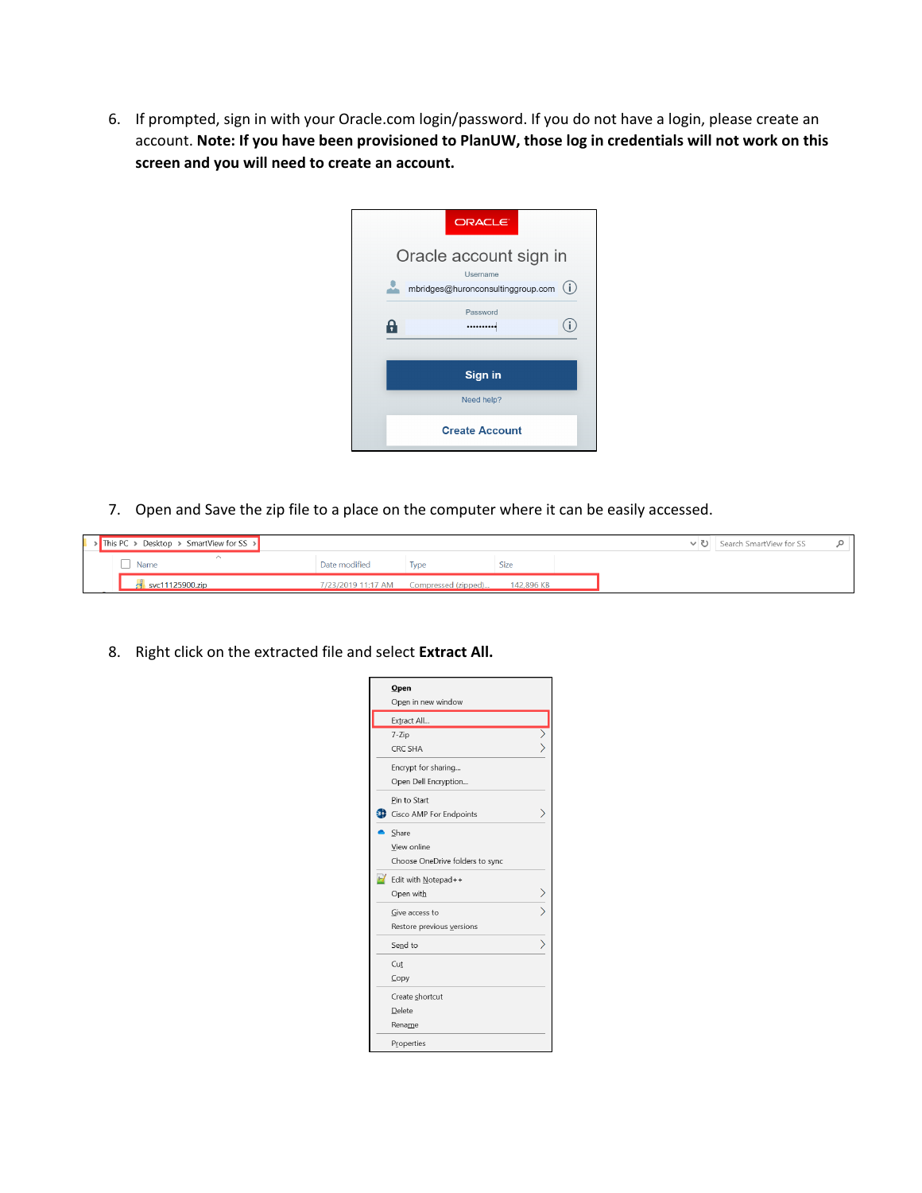6. If prompted, sign in with your Oracle.com login/password. If you do not have a login, please create an account. **Note: If you have been provisioned to PlanUW, those log in credentials will not work on this screen and you will need to create an account.**

7. Open and Save the zip file to a place on the computer where it can be easily accessed.

8. Right click on the extracted file and select **Extract All.**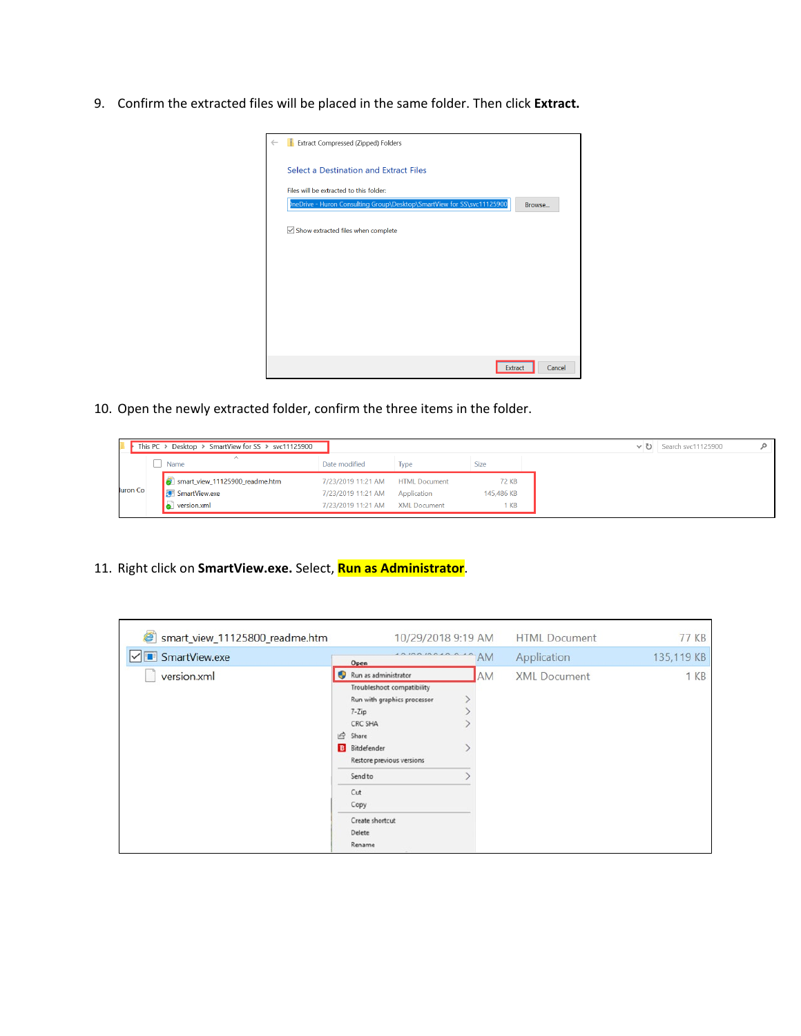9. Confirm the extracted files will be placed in the same folder. Then click **Extract.**

10. Open the newly extracted folder, confirm the three items in the folder.

11. Right click on **SmartView.exe.** Select, **Run as Administrator**.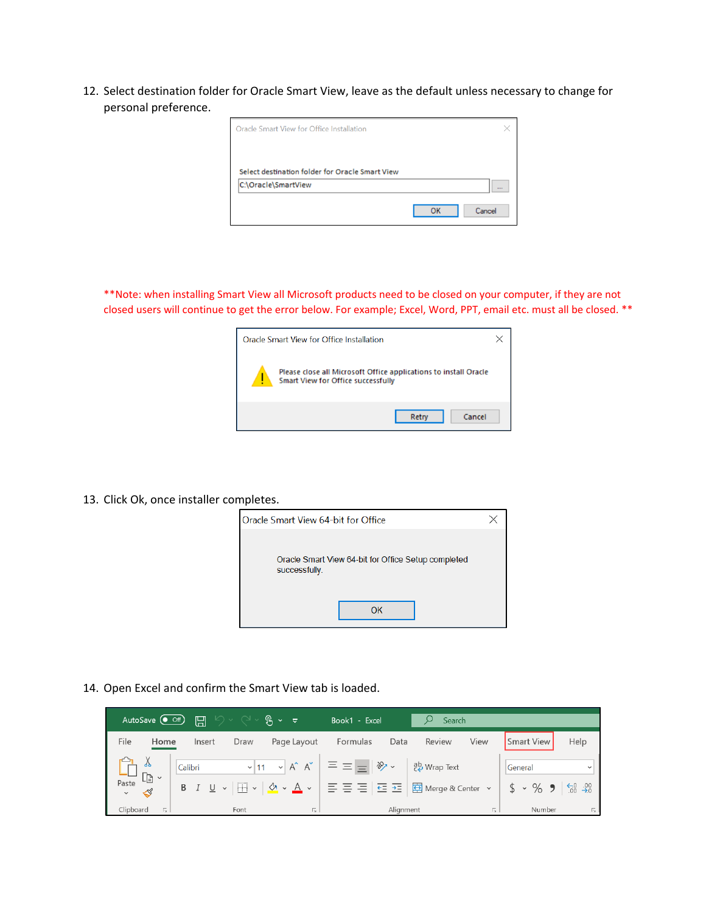12. Select destination folder for Oracle Smart View, leave as the default unless necessary to change for personal preference.

Oracle Smart View for Office Installation

Select destination folder for Oracle Smart View

C:\Oracle\SmartView

OK Cancel

**Note: when installing Smart View all Microsoft products need to be closed on your computer, if they are not closed users will continue to get the error below. For example; Excel, Word, PPT, email etc. must all be closed. **

Oracle Smart View for Office Installation

Please close all Microsoft Office applications to install Oracle Smart View for Office successfully

Retry Cancel

13. Click Ok, once installer completes.

Oracle Smart View 64-bit for Office

Oracle Smart View 64-bit for Office Setup completed successfully.

OK

14. Open Excel and confirm the Smart View tab is loaded.

AutoSave Off Book1 - Excel Search

File Home Insert Draw Page Layout Formulas Data Review View Smart View Help

Paste Calibri 11 Wrap Text General Merge & Center

Clipboard Font Alignment Number